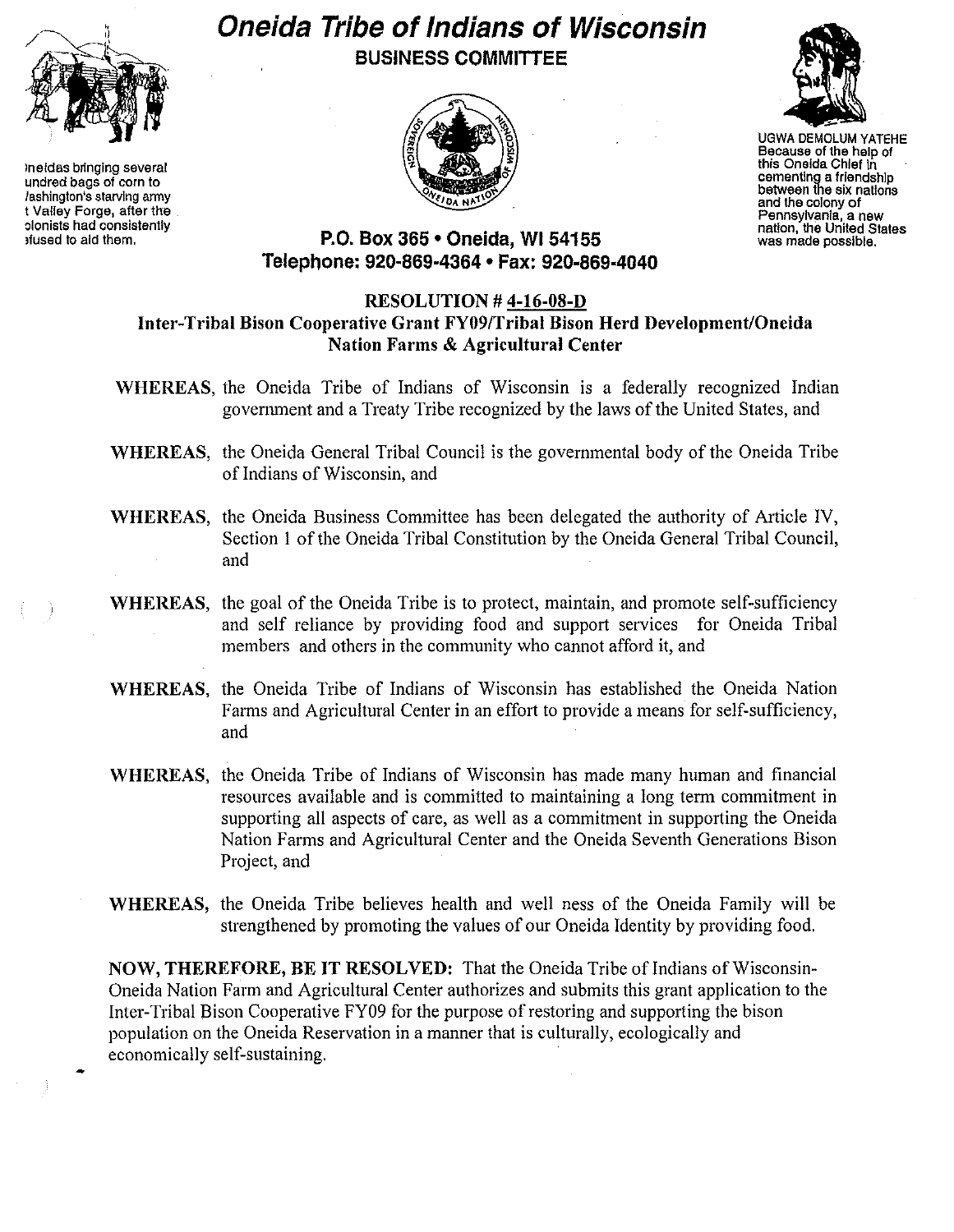# Oneida Tribe of Indians of Wisconsin

## BUSINESS COMMITTEE

neidas bringing several undred bags of corn to Vashington's starving army t Valley Forge, after the olonists had consistently efused to aid them.

UGWA DEMOLUM YATEHE Because of the help of this Oneida Chief in cementing a friendship between the six nations and the colony of Pennsylvania, a new nation, the United States was made possible.

**P.O. Box 365 • Oneida, WI 54155**
**Telephone: 920-869-4364 • Fax: 920-869-4040**

**RESOLUTION # 4-16-08-D**
**Inter-Tribal Bison Cooperative Grant FY09/Tribal Bison Herd Development/Oneida Nation Farms & Agricultural Center**

**WHEREAS,** the Oneida Tribe of Indians of Wisconsin is a federally recognized Indian government and a Treaty Tribe recognized by the laws of the United States, and

**WHEREAS,** the Oneida General Tribal Council is the governmental body of the Oneida Tribe of Indians of Wisconsin, and

**WHEREAS,** the Oneida Business Committee has been delegated the authority of Article IV, Section 1 of the Oneida Tribal Constitution by the Oneida General Tribal Council, and

**WHEREAS,** the goal of the Oneida Tribe is to protect, maintain, and promote self-sufficiency and self reliance by providing food and support services for Oneida Tribal members and others in the community who cannot afford it, and

**WHEREAS,** the Oneida Tribe of Indians of Wisconsin has established the Oneida Nation Farms and Agricultural Center in an effort to provide a means for self-sufficiency, and

**WHEREAS,** the Oneida Tribe of Indians of Wisconsin has made many human and financial resources available and is committed to maintaining a long term commitment in supporting all aspects of care, as well as a commitment in supporting the Oneida Nation Farms and Agricultural Center and the Oneida Seventh Generations Bison Project, and

**WHEREAS,** the Oneida Tribe believes health and well ness of the Oneida Family will be strengthened by promoting the values of our Oneida Identity by providing food.

**NOW, THEREFORE, BE IT RESOLVED:** That the Oneida Tribe of Indians of Wisconsin-Oneida Nation Farm and Agricultural Center authorizes and submits this grant application to the Inter-Tribal Bison Cooperative FY09 for the purpose of restoring and supporting the bison population on the Oneida Reservation in a manner that is culturally, ecologically and economically self-sustaining.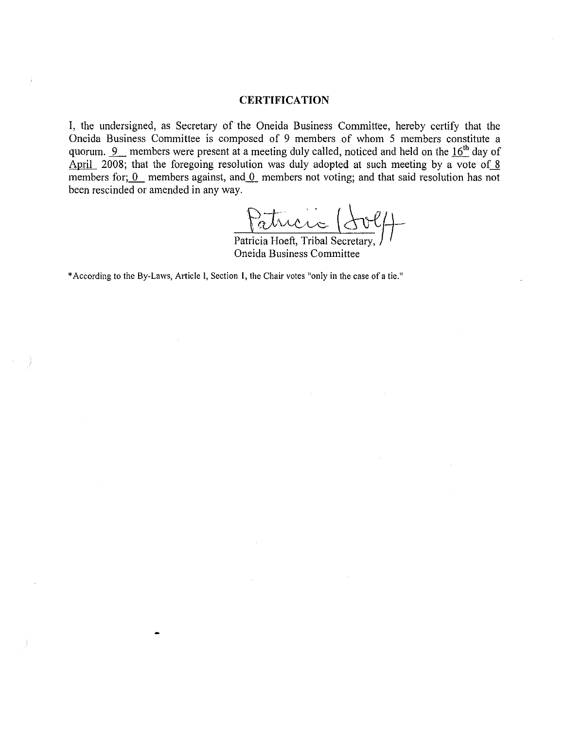## CERTIFICATION

I, the undersigned, as Secretary of the Oneida Business Committee, hereby certify that the Oneida Business Committee is composed of 9 members of whom 5 members constitute a quorum. 9 members were present at a meeting duly called, noticed and held on the 16th day of April 2008; that the foregoing resolution was duly adopted at such meeting by a vote of 8 members for; 0 members against, and 0 members not voting; and that said resolution has not been rescinded or amended in any way.

Patricia Hoeft, Tribal Secretary,
Oneida Business Committee

*According to the By-Laws, Article I, Section I, the Chair votes "only in the case of a tie."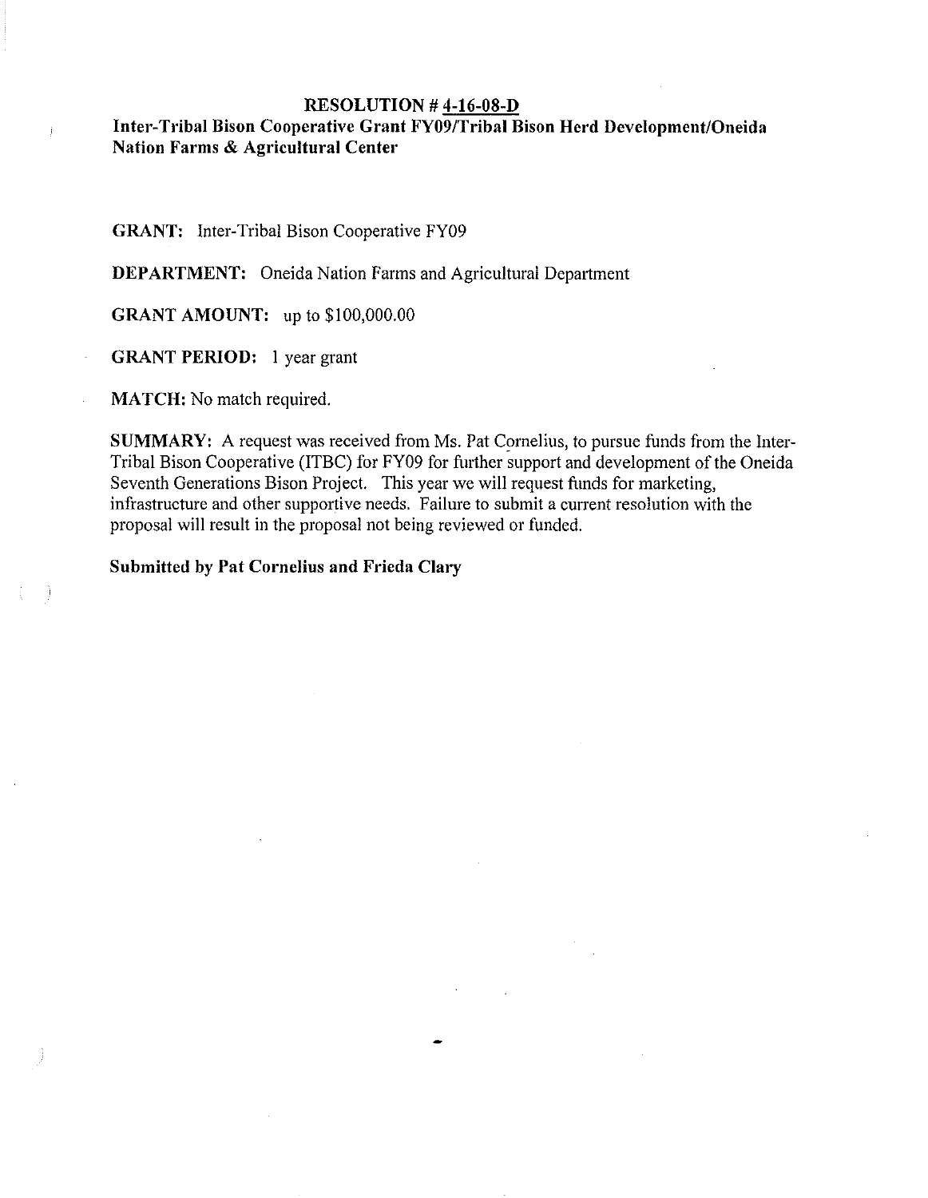**RESOLUTION # 4-16-08-D**

**Inter-Tribal Bison Cooperative Grant FY09/Tribal Bison Herd Development/Oneida Nation Farms & Agricultural Center**

**GRANT:** Inter-Tribal Bison Cooperative FY09

**DEPARTMENT:** Oneida Nation Farms and Agricultural Department

**GRANT AMOUNT:** up to $100,000.00

**GRANT PERIOD:** 1 year grant

**MATCH:** No match required.

**SUMMARY:** A request was received from Ms. Pat Cornelius, to pursue funds from the Inter-Tribal Bison Cooperative (ITBC) for FY09 for further support and development of the Oneida Seventh Generations Bison Project. This year we will request funds for marketing, infrastructure and other supportive needs. Failure to submit a current resolution with the proposal will result in the proposal not being reviewed or funded.

**Submitted by Pat Cornelius and Frieda Clary**